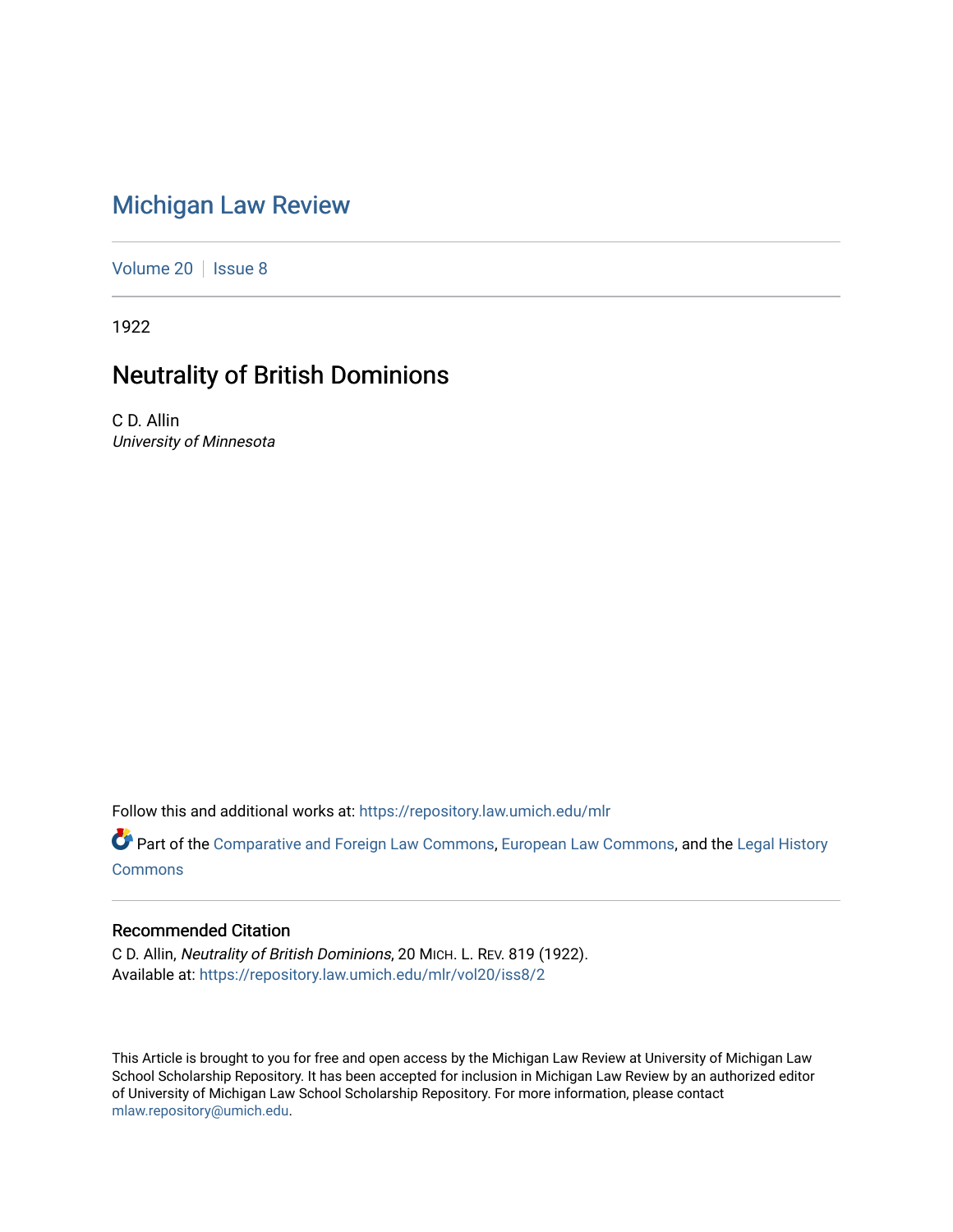# Michigan Law Review

Volume 20 | Issue 8

1922

## Neutrality of British Dominions

C D. Allin
*University of Minnesota*

Follow this and additional works at: https://repository.law.umich.edu/mlr

Part of the Comparative and Foreign Law Commons, European Law Commons, and the Legal History Commons

### Recommended Citation

C D. Allin, *Neutrality of British Dominions*, 20 MICH. L. REV. 819 (1922).
Available at: https://repository.law.umich.edu/mlr/vol20/iss8/2

This Article is brought to you for free and open access by the Michigan Law Review at University of Michigan Law School Scholarship Repository. It has been accepted for inclusion in Michigan Law Review by an authorized editor of University of Michigan Law School Scholarship Repository. For more information, please contact mlaw.repository@umich.edu.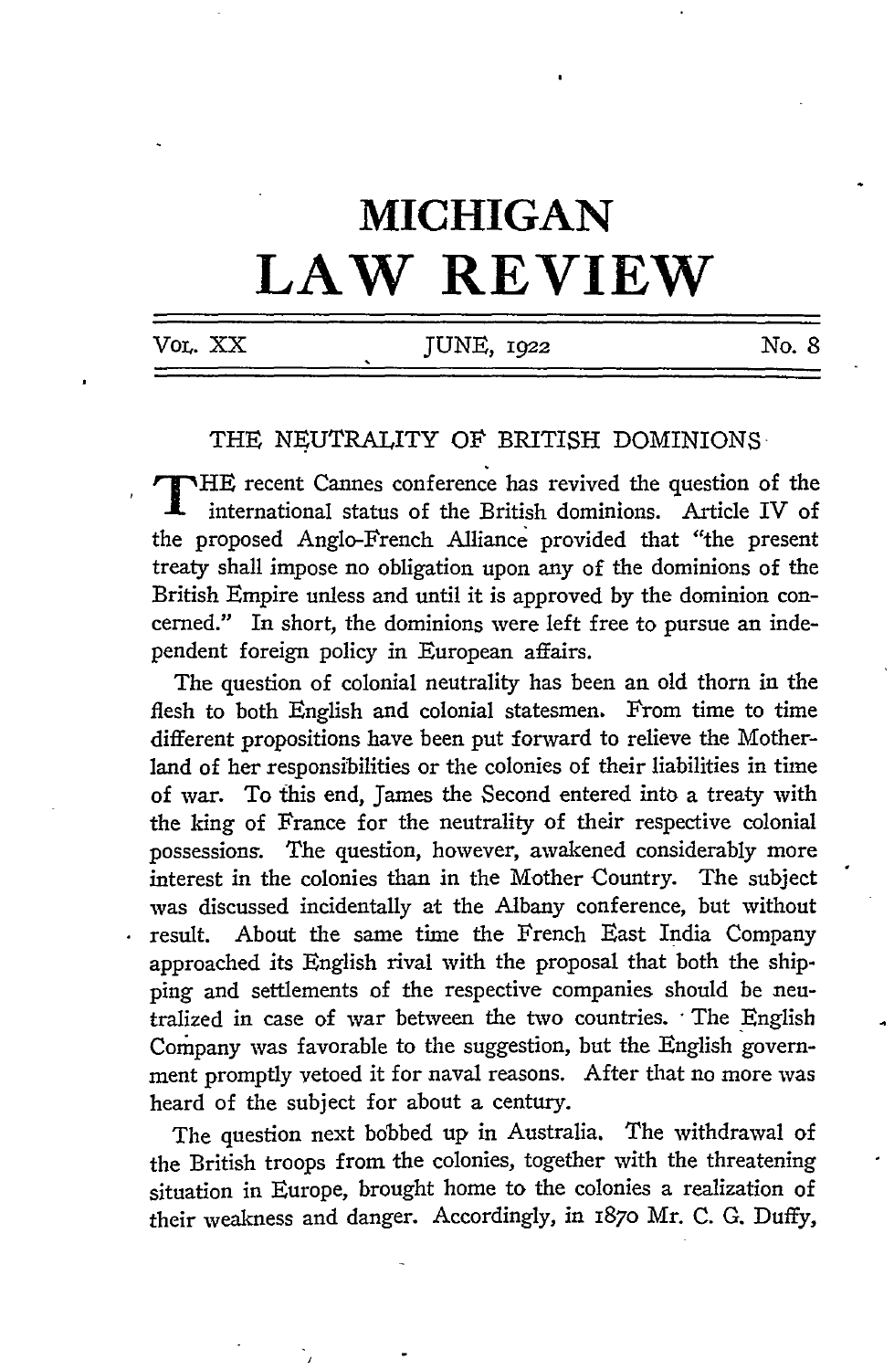# MICHIGAN LAW REVIEW

Vol. XX JUNE, 1922 No. 8

## THE NEUTRALITY OF BRITISH DOMINIONS

THE recent Cannes conference has revived the question of the international status of the British dominions. Article IV of the proposed Anglo-French Alliance provided that "the present treaty shall impose no obligation upon any of the dominions of the British Empire unless and until it is approved by the dominion concerned." In short, the dominions were left free to pursue an independent foreign policy in European affairs.

The question of colonial neutrality has been an old thorn in the flesh to both English and colonial statesmen. From time to time different propositions have been put forward to relieve the Motherland of her responsibilities or the colonies of their liabilities in time of war. To this end, James the Second entered into a treaty with the king of France for the neutrality of their respective colonial possessions. The question, however, awakened considerably more interest in the colonies than in the Mother Country. The subject was discussed incidentally at the Albany conference, but without result. About the same time the French East India Company approached its English rival with the proposal that both the shipping and settlements of the respective companies should be neutralized in case of war between the two countries. The English Company was favorable to the suggestion, but the English government promptly vetoed it for naval reasons. After that no more was heard of the subject for about a century.

The question next bobbed up in Australia. The withdrawal of the British troops from the colonies, together with the threatening situation in Europe, brought home to the colonies a realization of their weakness and danger. Accordingly, in 1870 Mr. C. G. Duffy,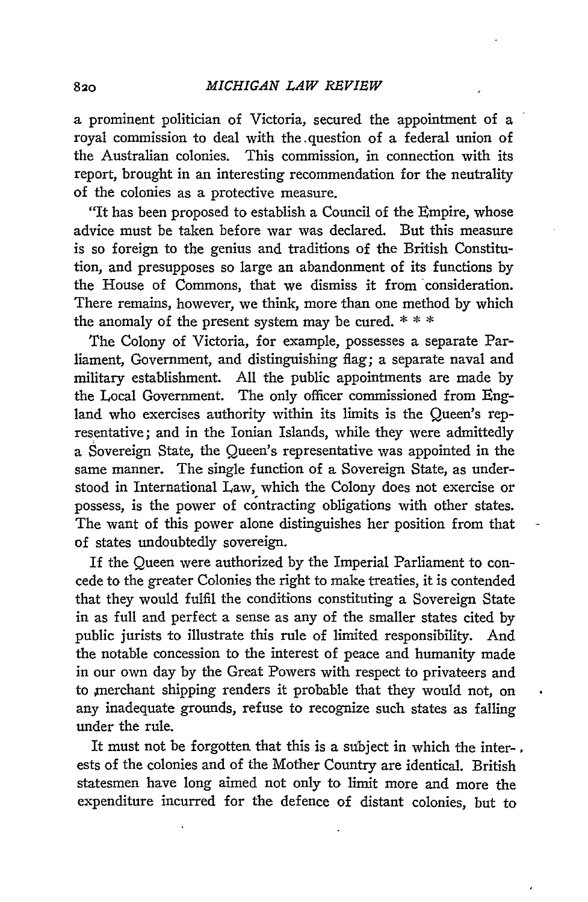a prominent politician of Victoria, secured the appointment of a royal commission to deal with the question of a federal union of the Australian colonies. This commission, in connection with its report, brought in an interesting recommendation for the neutrality of the colonies as a protective measure.

"It has been proposed to establish a Council of the Empire, whose advice must be taken before war was declared. But this measure is so foreign to the genius and traditions of the British Constitution, and presupposes so large an abandonment of its functions by the House of Commons, that we dismiss it from consideration. There remains, however, we think, more than one method by which the anomaly of the present system may be cured. * * *

The Colony of Victoria, for example, possesses a separate Parliament, Government, and distinguishing flag; a separate naval and military establishment. All the public appointments are made by the Local Government. The only officer commissioned from England who exercises authority within its limits is the Queen's representative; and in the Ionian Islands, while they were admittedly a Sovereign State, the Queen's representative was appointed in the same manner. The single function of a Sovereign State, as understood in International Law, which the Colony does not exercise or possess, is the power of contracting obligations with other states. The want of this power alone distinguishes her position from that of states undoubtedly sovereign.

If the Queen were authorized by the Imperial Parliament to concede to the greater Colonies the right to make treaties, it is contended that they would fulfil the conditions constituting a Sovereign State in as full and perfect a sense as any of the smaller states cited by public jurists to illustrate this rule of limited responsibility. And the notable concession to the interest of peace and humanity made in our own day by the Great Powers with respect to privateers and to merchant shipping renders it probable that they would not, on any inadequate grounds, refuse to recognize such states as falling under the rule.

It must not be forgotten that this is a subject in which the interests of the colonies and of the Mother Country are identical. British statesmen have long aimed not only to limit more and more the expenditure incurred for the defence of distant colonies, but to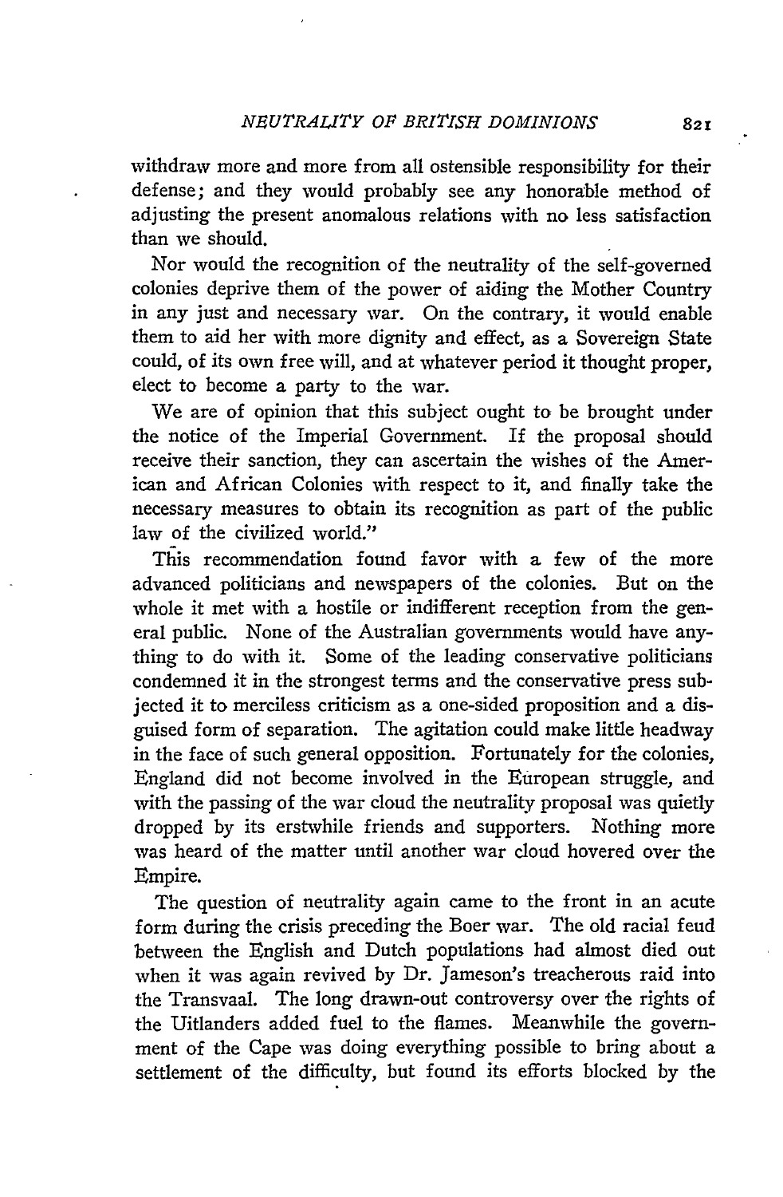withdraw more and more from all ostensible responsibility for their defense; and they would probably see any honorable method of adjusting the present anomalous relations with no less satisfaction than we should.

Nor would the recognition of the neutrality of the self-governed colonies deprive them of the power of aiding the Mother Country in any just and necessary war. On the contrary, it would enable them to aid her with more dignity and effect, as a Sovereign State could, of its own free will, and at whatever period it thought proper, elect to become a party to the war.

We are of opinion that this subject ought to be brought under the notice of the Imperial Government. If the proposal should receive their sanction, they can ascertain the wishes of the American and African Colonies with respect to it, and finally take the necessary measures to obtain its recognition as part of the public law of the civilized world."

This recommendation found favor with a few of the more advanced politicians and newspapers of the colonies. But on the whole it met with a hostile or indifferent reception from the general public. None of the Australian governments would have anything to do with it. Some of the leading conservative politicians condemned it in the strongest terms and the conservative press subjected it to merciless criticism as a one-sided proposition and a disguised form of separation. The agitation could make little headway in the face of such general opposition. Fortunately for the colonies, England did not become involved in the European struggle, and with the passing of the war cloud the neutrality proposal was quietly dropped by its erstwhile friends and supporters. Nothing more was heard of the matter until another war cloud hovered over the Empire.

The question of neutrality again came to the front in an acute form during the crisis preceding the Boer war. The old racial feud between the English and Dutch populations had almost died out when it was again revived by Dr. Jameson's treacherous raid into the Transvaal. The long drawn-out controversy over the rights of the Uitlanders added fuel to the flames. Meanwhile the government of the Cape was doing everything possible to bring about a settlement of the difficulty, but found its efforts blocked by the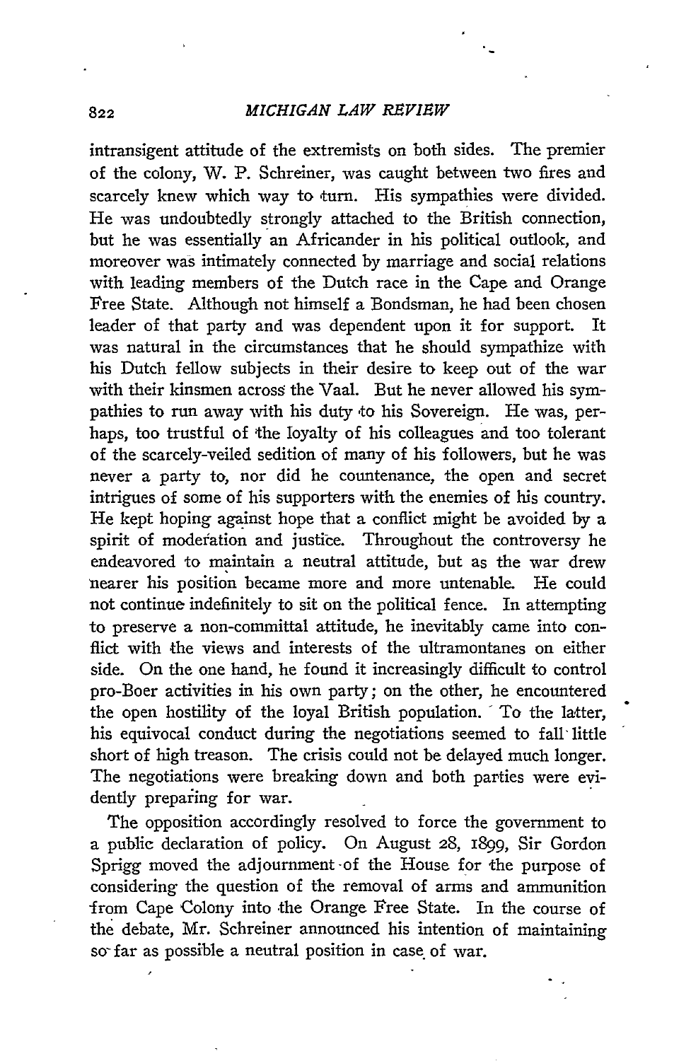intransigent attitude of the extremists on both sides. The premier of the colony, W. P. Schreiner, was caught between two fires and scarcely knew which way to turn. His sympathies were divided. He was undoubtedly strongly attached to the British connection, but he was essentially an Africander in his political outlook, and moreover was intimately connected by marriage and social relations with leading members of the Dutch race in the Cape and Orange Free State. Although not himself a Bondsman, he had been chosen leader of that party and was dependent upon it for support. It was natural in the circumstances that he should sympathize with his Dutch fellow subjects in their desire to keep out of the war with their kinsmen across the Vaal. But he never allowed his sympathies to run away with his duty to his Sovereign. He was, perhaps, too trustful of the loyalty of his colleagues and too tolerant of the scarcely-veiled sedition of many of his followers, but he was never a party to, nor did he countenance, the open and secret intrigues of some of his supporters with the enemies of his country. He kept hoping against hope that a conflict might be avoided by a spirit of moderation and justice. Throughout the controversy he endeavored to maintain a neutral attitude, but as the war drew nearer his position became more and more untenable. He could not continue indefinitely to sit on the political fence. In attempting to preserve a non-committal attitude, he inevitably came into conflict with the views and interests of the ultramontanes on either side. On the one hand, he found it increasingly difficult to control pro-Boer activities in his own party; on the other, he encountered the open hostility of the loyal British population. To the latter, his equivocal conduct during the negotiations seemed to fall little short of high treason. The crisis could not be delayed much longer. The negotiations were breaking down and both parties were evidently preparing for war.

The opposition accordingly resolved to force the government to a public declaration of policy. On August 28, 1899, Sir Gordon Sprigg moved the adjournment of the House for the purpose of considering the question of the removal of arms and ammunition from Cape Colony into the Orange Free State. In the course of the debate, Mr. Schreiner announced his intention of maintaining so far as possible a neutral position in case of war.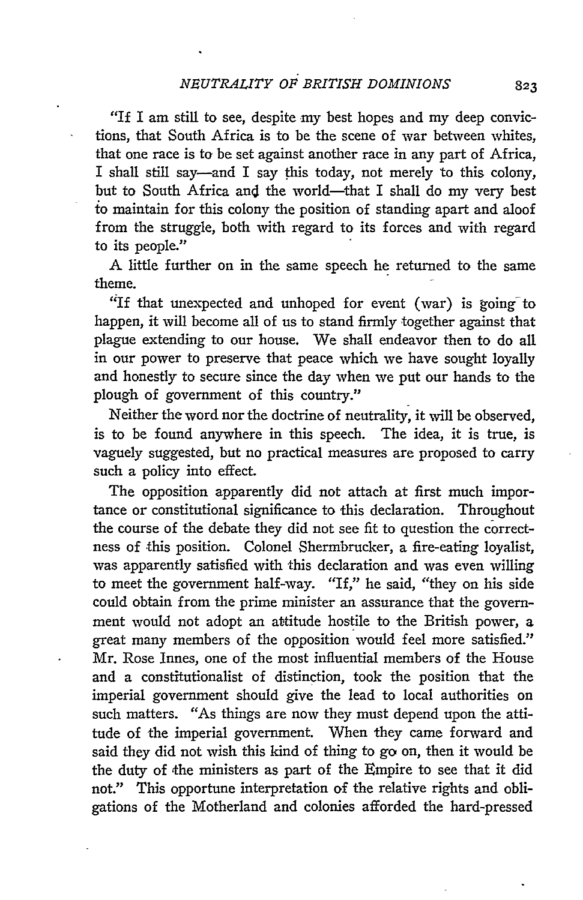"If I am still to see, despite my best hopes and my deep convictions, that South Africa is to be the scene of war between whites, that one race is to be set against another race in any part of Africa, I shall still say—and I say this today, not merely to this colony, but to South Africa and the world—that I shall do my very best to maintain for this colony the position of standing apart and aloof from the struggle, both with regard to its forces and with regard to its people."

A little further on in the same speech he returned to the same theme.

"If that unexpected and unhoped for event (war) is going to happen, it will become all of us to stand firmly together against that plague extending to our house. We shall endeavor then to do all in our power to preserve that peace which we have sought loyally and honestly to secure since the day when we put our hands to the plough of government of this country."

Neither the word nor the doctrine of neutrality, it will be observed, is to be found anywhere in this speech. The idea, it is true, is vaguely suggested, but no practical measures are proposed to carry such a policy into effect.

The opposition apparently did not attach at first much importance or constitutional significance to this declaration. Throughout the course of the debate they did not see fit to question the correctness of this position. Colonel Shermbrucker, a fire-eating loyalist, was apparently satisfied with this declaration and was even willing to meet the government half-way. "If," he said, "they on his side could obtain from the prime minister an assurance that the government would not adopt an attitude hostile to the British power, a great many members of the opposition would feel more satisfied." Mr. Rose Innes, one of the most influential members of the House and a constitutionalist of distinction, took the position that the imperial government should give the lead to local authorities on such matters. "As things are now they must depend upon the attitude of the imperial government. When they came forward and said they did not wish this kind of thing to go on, then it would be the duty of the ministers as part of the Empire to see that it did not." This opportune interpretation of the relative rights and obligations of the Motherland and colonies afforded the hard-pressed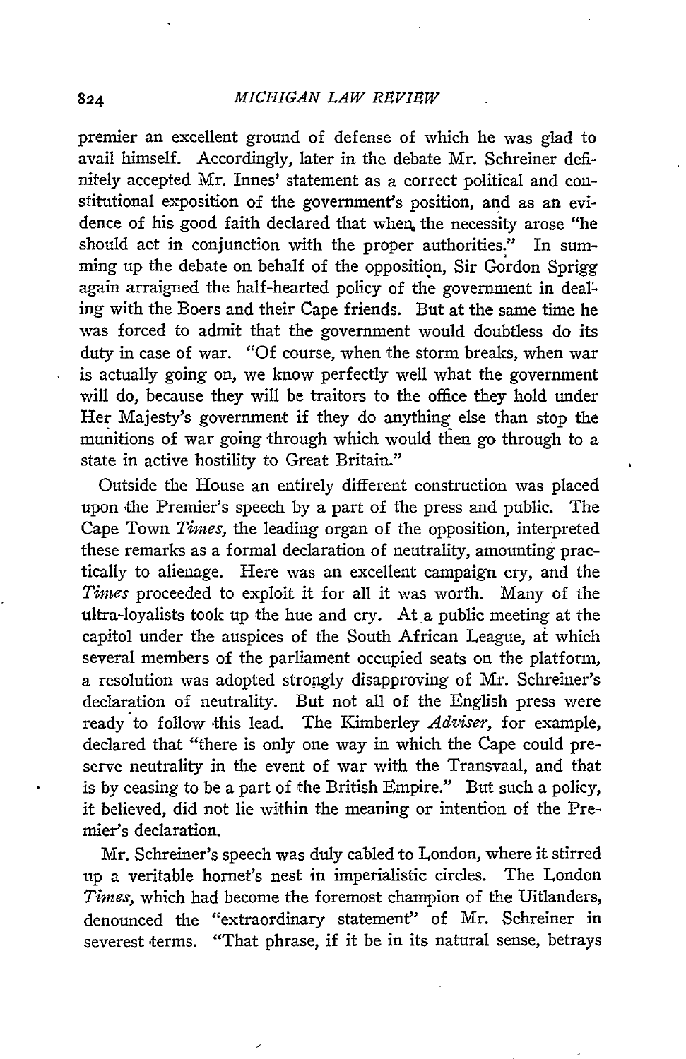premier an excellent ground of defense of which he was glad to avail himself. Accordingly, later in the debate Mr. Schreiner definitely accepted Mr. Innes' statement as a correct political and constitutional exposition of the government's position, and as an evidence of his good faith declared that when the necessity arose "he should act in conjunction with the proper authorities." In summing up the debate on behalf of the opposition, Sir Gordon Sprigg again arraigned the half-hearted policy of the government in dealing with the Boers and their Cape friends. But at the same time he was forced to admit that the government would doubtless do its duty in case of war. "Of course, when the storm breaks, when war is actually going on, we know perfectly well what the government will do, because they will be traitors to the office they hold under Her Majesty's government if they do anything else than stop the munitions of war going through which would then go through to a state in active hostility to Great Britain."

Outside the House an entirely different construction was placed upon the Premier's speech by a part of the press and public. The Cape Town *Times*, the leading organ of the opposition, interpreted these remarks as a formal declaration of neutrality, amounting practically to alienage. Here was an excellent campaign cry, and the *Times* proceeded to exploit it for all it was worth. Many of the ultra-loyalists took up the hue and cry. At a public meeting at the capitol under the auspices of the South African League, at which several members of the parliament occupied seats on the platform, a resolution was adopted strongly disapproving of Mr. Schreiner's declaration of neutrality. But not all of the English press were ready to follow this lead. The Kimberley *Adviser*, for example, declared that "there is only one way in which the Cape could preserve neutrality in the event of war with the Transvaal, and that is by ceasing to be a part of the British Empire." But such a policy, it believed, did not lie within the meaning or intention of the Premier's declaration.

Mr. Schreiner's speech was duly cabled to London, where it stirred up a veritable hornet's nest in imperialistic circles. The London *Times*, which had become the foremost champion of the Uitlanders, denounced the "extraordinary statement" of Mr. Schreiner in severest terms. "That phrase, if it be in its natural sense, betrays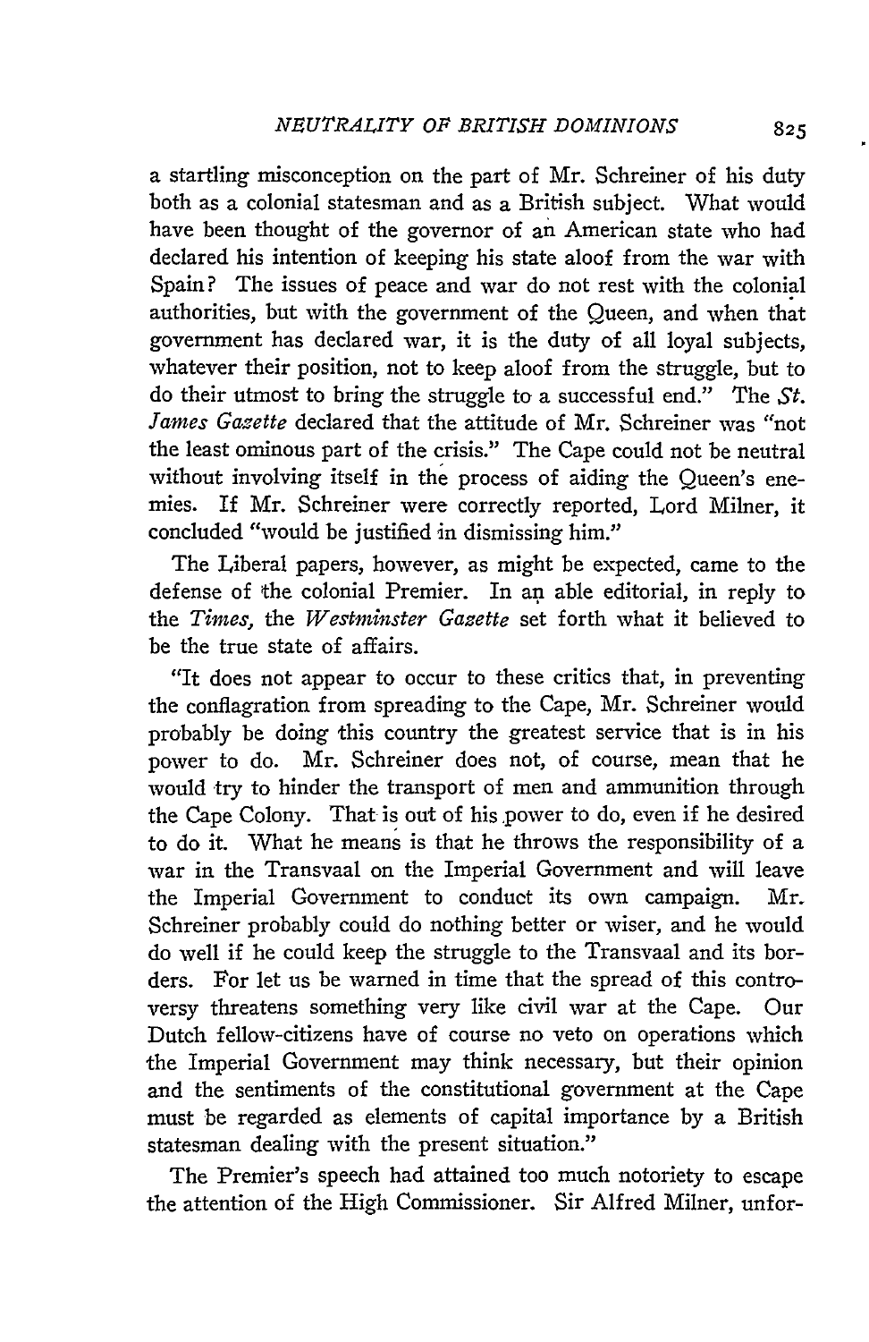a startling misconception on the part of Mr. Schreiner of his duty both as a colonial statesman and as a British subject. What would have been thought of the governor of an American state who had declared his intention of keeping his state aloof from the war with Spain? The issues of peace and war do not rest with the colonial authorities, but with the government of the Queen, and when that government has declared war, it is the duty of all loyal subjects, whatever their position, not to keep aloof from the struggle, but to do their utmost to bring the struggle to a successful end." The *St. James Gazette* declared that the attitude of Mr. Schreiner was "not the least ominous part of the crisis." The Cape could not be neutral without involving itself in the process of aiding the Queen's enemies. If Mr. Schreiner were correctly reported, Lord Milner, it concluded "would be justified in dismissing him."

The Liberal papers, however, as might be expected, came to the defense of the colonial Premier. In an able editorial, in reply to the *Times*, the *Westminster Gazette* set forth what it believed to be the true state of affairs.

"It does not appear to occur to these critics that, in preventing the conflagration from spreading to the Cape, Mr. Schreiner would probably be doing this country the greatest service that is in his power to do. Mr. Schreiner does not, of course, mean that he would try to hinder the transport of men and ammunition through the Cape Colony. That is out of his power to do, even if he desired to do it. What he means is that he throws the responsibility of a war in the Transvaal on the Imperial Government and will leave the Imperial Government to conduct its own campaign. Mr. Schreiner probably could do nothing better or wiser, and he would do well if he could keep the struggle to the Transvaal and its borders. For let us be warned in time that the spread of this controversy threatens something very like civil war at the Cape. Our Dutch fellow-citizens have of course no veto on operations which the Imperial Government may think necessary, but their opinion and the sentiments of the constitutional government at the Cape must be regarded as elements of capital importance by a British statesman dealing with the present situation."

The Premier's speech had attained too much notoriety to escape the attention of the High Commissioner. Sir Alfred Milner, unfor-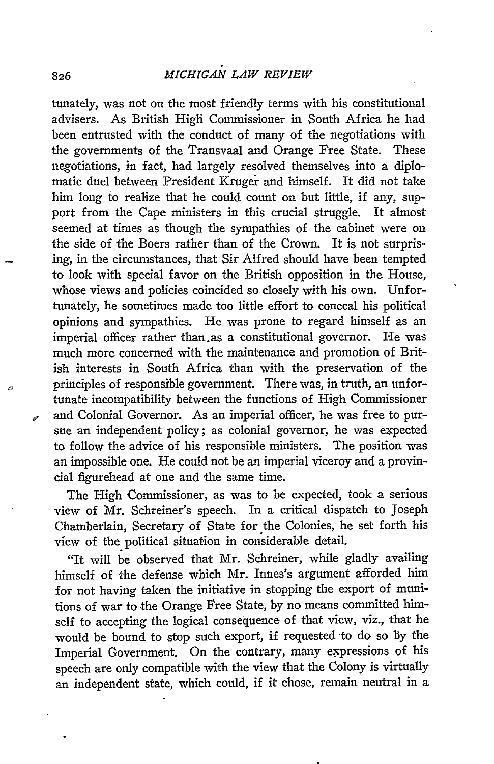tunately, was not on the most friendly terms with his constitutional advisers. As British High Commissioner in South Africa he had been entrusted with the conduct of many of the negotiations with the governments of the Transvaal and Orange Free State. These negotiations, in fact, had largely resolved themselves into a diplomatic duel between President Kruger and himself. It did not take him long to realize that he could count on but little, if any, support from the Cape ministers in this crucial struggle. It almost seemed at times as though the sympathies of the cabinet were on the side of the Boers rather than of the Crown. It is not surprising, in the circumstances, that Sir Alfred should have been tempted to look with special favor on the British opposition in the House, whose views and policies coincided so closely with his own. Unfortunately, he sometimes made too little effort to conceal his political opinions and sympathies. He was prone to regard himself as an imperial officer rather than as a constitutional governor. He was much more concerned with the maintenance and promotion of British interests in South Africa than with the preservation of the principles of responsible government. There was, in truth, an unfortunate incompatibility between the functions of High Commissioner and Colonial Governor. As an imperial officer, he was free to pursue an independent policy; as colonial governor, he was expected to follow the advice of his responsible ministers. The position was an impossible one. He could not be an imperial viceroy and a provincial figurehead at one and the same time.

The High Commissioner, as was to be expected, took a serious view of Mr. Schreiner's speech. In a critical dispatch to Joseph Chamberlain, Secretary of State for the Colonies, he set forth his view of the political situation in considerable detail.

"It will be observed that Mr. Schreiner, while gladly availing himself of the defense which Mr. Innes's argument afforded him for not having taken the initiative in stopping the export of munitions of war to the Orange Free State, by no means committed himself to accepting the logical consequence of that view, viz., that he would be bound to stop such export, if requested to do so by the Imperial Government. On the contrary, many expressions of his speech are only compatible with the view that the Colony is virtually an independent state, which could, if it chose, remain neutral in a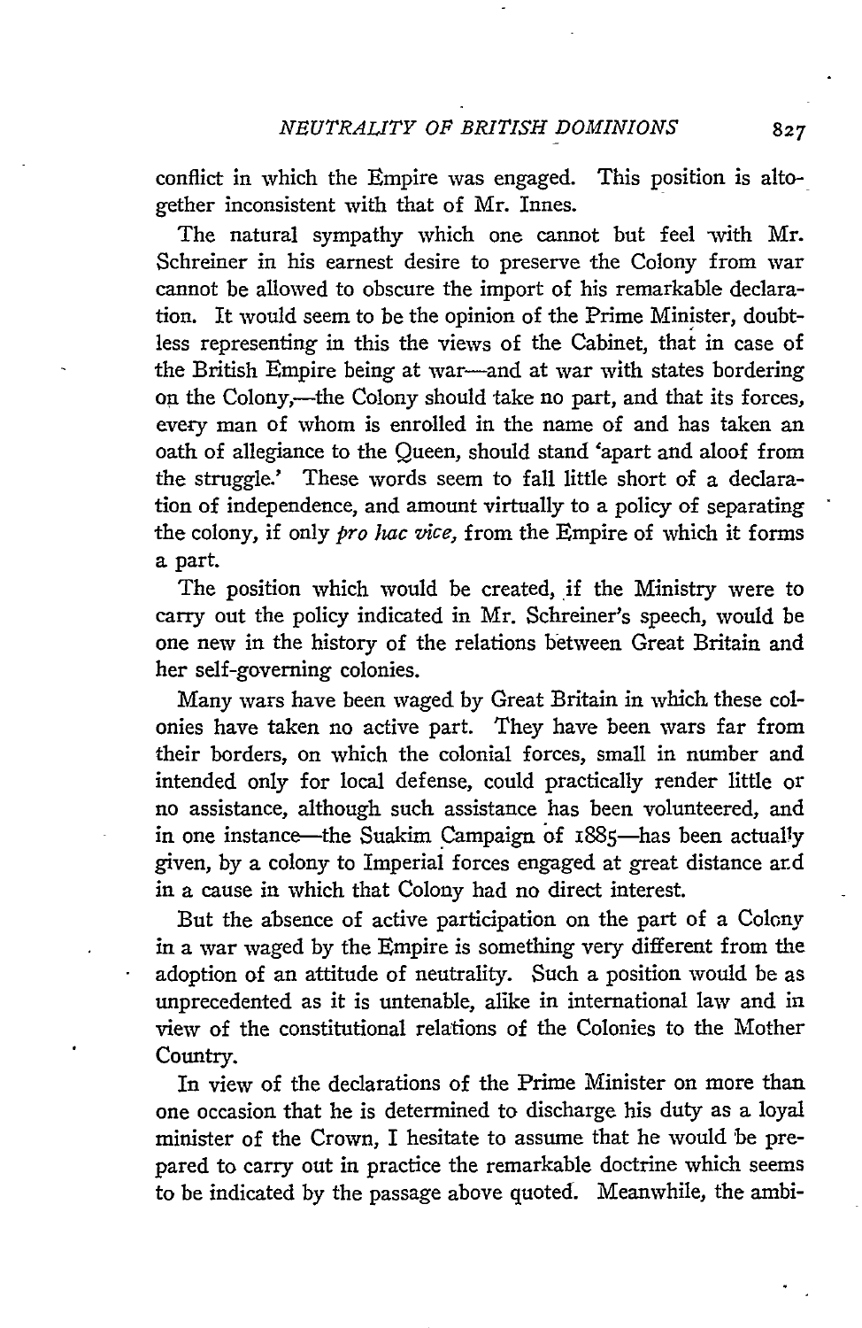conflict in which the Empire was engaged. This position is altogether inconsistent with that of Mr. Innes.

The natural sympathy which one cannot but feel with Mr. Schreiner in his earnest desire to preserve the Colony from war cannot be allowed to obscure the import of his remarkable declaration. It would seem to be the opinion of the Prime Minister, doubtless representing in this the views of the Cabinet, that in case of the British Empire being at war—and at war with states bordering on the Colony,—the Colony should take no part, and that its forces, every man of whom is enrolled in the name of and has taken an oath of allegiance to the Queen, should stand 'apart and aloof from the struggle.' These words seem to fall little short of a declaration of independence, and amount virtually to a policy of separating the colony, if only *pro hac vice*, from the Empire of which it forms a part.

The position which would be created, if the Ministry were to carry out the policy indicated in Mr. Schreiner's speech, would be one new in the history of the relations between Great Britain and her self-governing colonies.

Many wars have been waged by Great Britain in which these colonies have taken no active part. They have been wars far from their borders, on which the colonial forces, small in number and intended only for local defense, could practically render little or no assistance, although such assistance has been volunteered, and in one instance—the Suakim Campaign of 1885—has been actually given, by a colony to Imperial forces engaged at great distance and in a cause in which that Colony had no direct interest.

But the absence of active participation on the part of a Colony in a war waged by the Empire is something very different from the adoption of an attitude of neutrality. Such a position would be as unprecedented as it is untenable, alike in international law and in view of the constitutional relations of the Colonies to the Mother Country.

In view of the declarations of the Prime Minister on more than one occasion that he is determined to discharge his duty as a loyal minister of the Crown, I hesitate to assume that he would be prepared to carry out in practice the remarkable doctrine which seems to be indicated by the passage above quoted. Meanwhile, the ambi-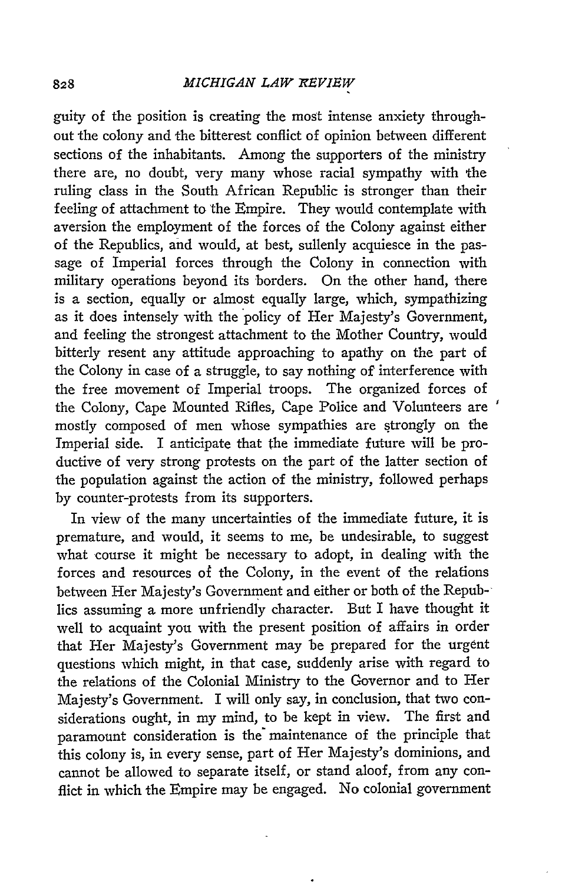guity of the position is creating the most intense anxiety throughout the colony and the bitterest conflict of opinion between different sections of the inhabitants. Among the supporters of the ministry there are, no doubt, very many whose racial sympathy with the ruling class in the South African Republic is stronger than their feeling of attachment to the Empire. They would contemplate with aversion the employment of the forces of the Colony against either of the Republics, and would, at best, sullenly acquiesce in the passage of Imperial forces through the Colony in connection with military operations beyond its borders. On the other hand, there is a section, equally or almost equally large, which, sympathizing as it does intensely with the policy of Her Majesty's Government, and feeling the strongest attachment to the Mother Country, would bitterly resent any attitude approaching to apathy on the part of the Colony in case of a struggle, to say nothing of interference with the free movement of Imperial troops. The organized forces of the Colony, Cape Mounted Rifles, Cape Police and Volunteers are mostly composed of men whose sympathies are strongly on the Imperial side. I anticipate that the immediate future will be productive of very strong protests on the part of the latter section of the population against the action of the ministry, followed perhaps by counter-protests from its supporters.

In view of the many uncertainties of the immediate future, it is premature, and would, it seems to me, be undesirable, to suggest what course it might be necessary to adopt, in dealing with the forces and resources of the Colony, in the event of the relations between Her Majesty's Government and either or both of the Republics assuming a more unfriendly character. But I have thought it well to acquaint you with the present position of affairs in order that Her Majesty's Government may be prepared for the urgent questions which might, in that case, suddenly arise with regard to the relations of the Colonial Ministry to the Governor and to Her Majesty's Government. I will only say, in conclusion, that two considerations ought, in my mind, to be kept in view. The first and paramount consideration is the maintenance of the principle that this colony is, in every sense, part of Her Majesty's dominions, and cannot be allowed to separate itself, or stand aloof, from any conflict in which the Empire may be engaged. No colonial government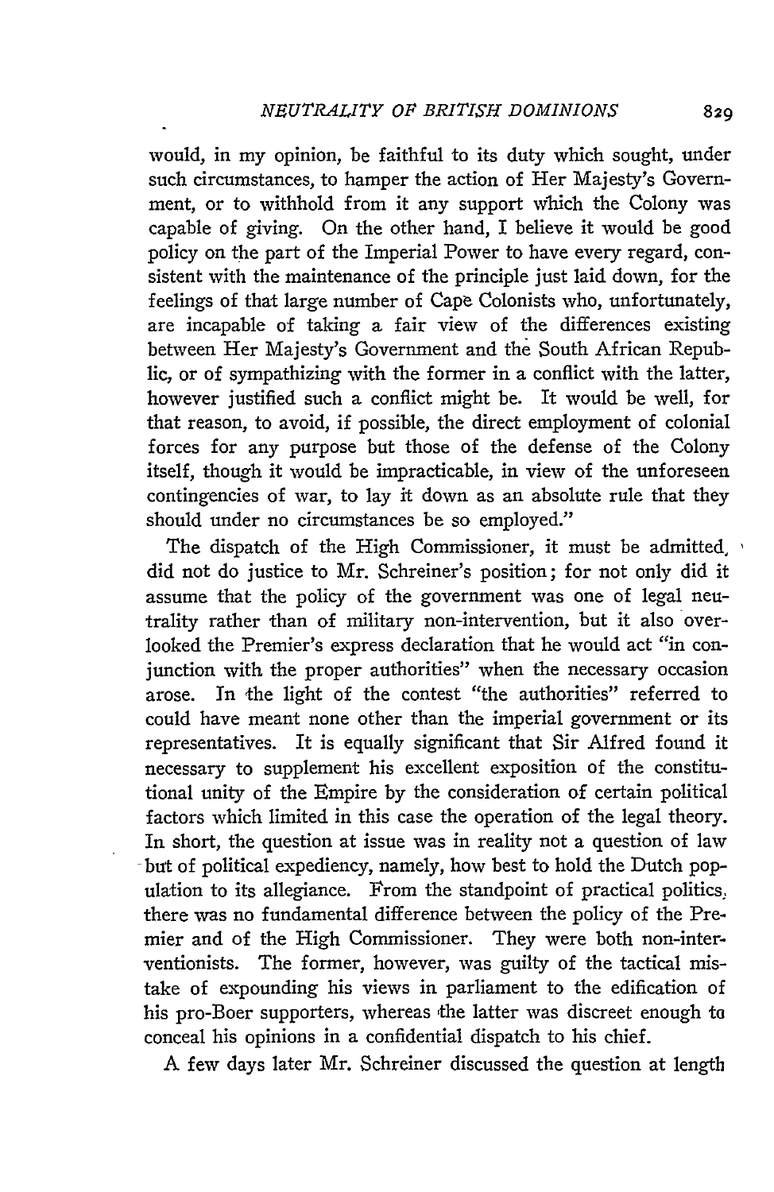would, in my opinion, be faithful to its duty which sought, under such circumstances, to hamper the action of Her Majesty's Government, or to withhold from it any support which the Colony was capable of giving. On the other hand, I believe it would be good policy on the part of the Imperial Power to have every regard, consistent with the maintenance of the principle just laid down, for the feelings of that large number of Cape Colonists who, unfortunately, are incapable of taking a fair view of the differences existing between Her Majesty's Government and the South African Republic, or of sympathizing with the former in a conflict with the latter, however justified such a conflict might be. It would be well, for that reason, to avoid, if possible, the direct employment of colonial forces for any purpose but those of the defense of the Colony itself, though it would be impracticable, in view of the unforeseen contingencies of war, to lay it down as an absolute rule that they should under no circumstances be so employed."

The dispatch of the High Commissioner, it must be admitted, did not do justice to Mr. Schreiner's position; for not only did it assume that the policy of the government was one of legal neutrality rather than of military non-intervention, but it also overlooked the Premier's express declaration that he would act "in conjunction with the proper authorities" when the necessary occasion arose. In the light of the contest "the authorities" referred to could have meant none other than the imperial government or its representatives. It is equally significant that Sir Alfred found it necessary to supplement his excellent exposition of the constitutional unity of the Empire by the consideration of certain political factors which limited in this case the operation of the legal theory. In short, the question at issue was in reality not a question of law but of political expediency, namely, how best to hold the Dutch population to its allegiance. From the standpoint of practical politics, there was no fundamental difference between the policy of the Premier and of the High Commissioner. They were both non-interventionists. The former, however, was guilty of the tactical mistake of expounding his views in parliament to the edification of his pro-Boer supporters, whereas the latter was discreet enough to conceal his opinions in a confidential dispatch to his chief.

A few days later Mr. Schreiner discussed the question at length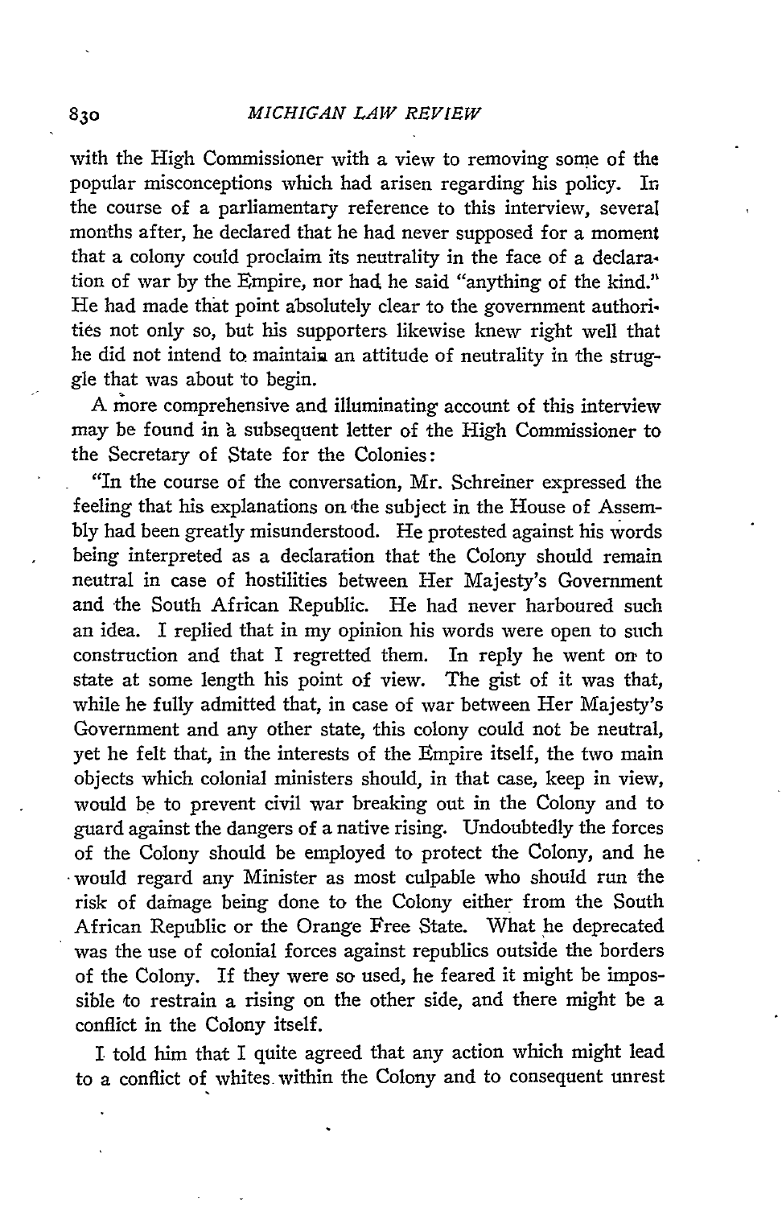with the High Commissioner with a view to removing some of the popular misconceptions which had arisen regarding his policy. In the course of a parliamentary reference to this interview, several months after, he declared that he had never supposed for a moment that a colony could proclaim its neutrality in the face of a declaration of war by the Empire, nor had he said "anything of the kind." He had made that point absolutely clear to the government authorities not only so, but his supporters likewise knew right well that he did not intend to maintain an attitude of neutrality in the struggle that was about to begin.

A more comprehensive and illuminating account of this interview may be found in a subsequent letter of the High Commissioner to the Secretary of State for the Colonies:

"In the course of the conversation, Mr. Schreiner expressed the feeling that his explanations on the subject in the House of Assembly had been greatly misunderstood. He protested against his words being interpreted as a declaration that the Colony should remain neutral in case of hostilities between Her Majesty's Government and the South African Republic. He had never harboured such an idea. I replied that in my opinion his words were open to such construction and that I regretted them. In reply he went on to state at some length his point of view. The gist of it was that, while he fully admitted that, in case of war between Her Majesty's Government and any other state, this colony could not be neutral, yet he felt that, in the interests of the Empire itself, the two main objects which colonial ministers should, in that case, keep in view, would be to prevent civil war breaking out in the Colony and to guard against the dangers of a native rising. Undoubtedly the forces of the Colony should be employed to protect the Colony, and he would regard any Minister as most culpable who should run the risk of damage being done to the Colony either from the South African Republic or the Orange Free State. What he deprecated was the use of colonial forces against republics outside the borders of the Colony. If they were so used, he feared it might be impossible to restrain a rising on the other side, and there might be a conflict in the Colony itself.

I told him that I quite agreed that any action which might lead to a conflict of whites within the Colony and to consequent unrest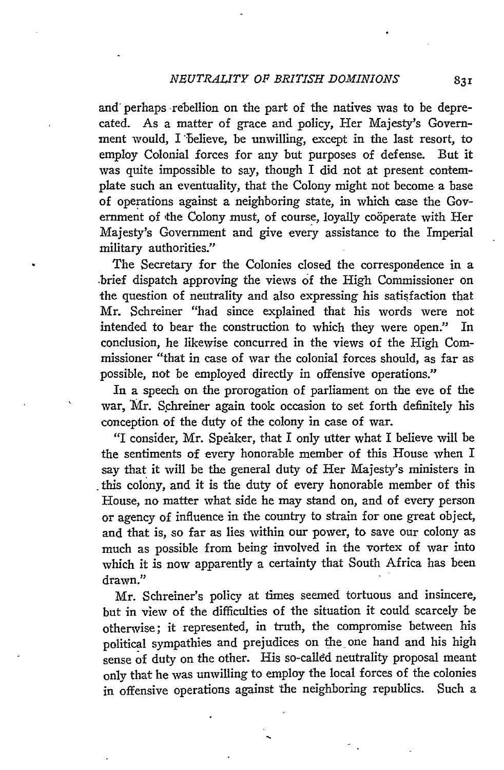and perhaps rebellion on the part of the natives was to be deprecated. As a matter of grace and policy, Her Majesty's Government would, I believe, be unwilling, except in the last resort, to employ Colonial forces for any but purposes of defense. But it was quite impossible to say, though I did not at present contemplate such an eventuality, that the Colony might not become a base of operations against a neighboring state, in which case the Government of the Colony must, of course, loyally coöperate with Her Majesty's Government and give every assistance to the Imperial military authorities."

The Secretary for the Colonies closed the correspondence in a brief dispatch approving the views of the High Commissioner on the question of neutrality and also expressing his satisfaction that Mr. Schreiner "had since explained that his words were not intended to bear the construction to which they were open." In conclusion, he likewise concurred in the views of the High Commissioner "that in case of war the colonial forces should, as far as possible, not be employed directly in offensive operations."

In a speech on the prorogation of parliament on the eve of the war, Mr. Schreiner again took occasion to set forth definitely his conception of the duty of the colony in case of war.

"I consider, Mr. Speaker, that I only utter what I believe will be the sentiments of every honorable member of this House when I say that it will be the general duty of Her Majesty's ministers in this colony, and it is the duty of every honorable member of this House, no matter what side he may stand on, and of every person or agency of influence in the country to strain for one great object, and that is, so far as lies within our power, to save our colony as much as possible from being involved in the vortex of war into which it is now apparently a certainty that South Africa has been drawn."

Mr. Schreiner's policy at times seemed tortuous and insincere, but in view of the difficulties of the situation it could scarcely be otherwise; it represented, in truth, the compromise between his political sympathies and prejudices on the one hand and his high sense of duty on the other. His so-called neutrality proposal meant only that he was unwilling to employ the local forces of the colonies in offensive operations against the neighboring republics. Such a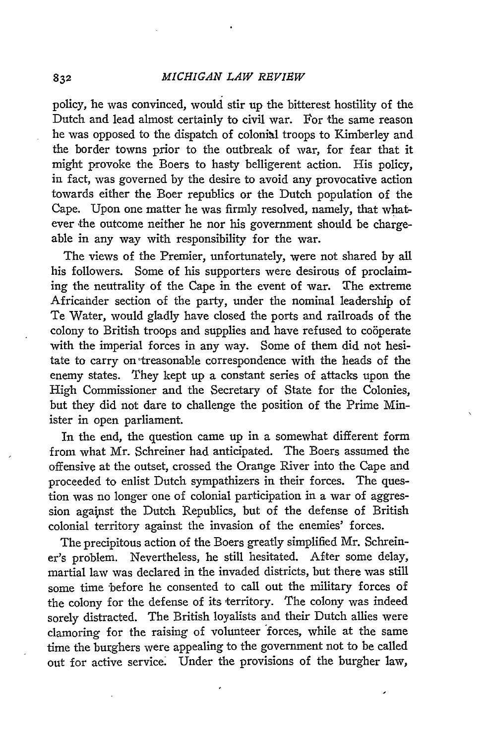policy, he was convinced, would stir up the bitterest hostility of the Dutch and lead almost certainly to civil war. For the same reason he was opposed to the dispatch of colonial troops to Kimberley and the border towns prior to the outbreak of war, for fear that it might provoke the Boers to hasty belligerent action. His policy, in fact, was governed by the desire to avoid any provocative action towards either the Boer republics or the Dutch population of the Cape. Upon one matter he was firmly resolved, namely, that whatever the outcome neither he nor his government should be chargeable in any way with responsibility for the war.

The views of the Premier, unfortunately, were not shared by all his followers. Some of his supporters were desirous of proclaiming the neutrality of the Cape in the event of war. The extreme Africander section of the party, under the nominal leadership of Te Water, would gladly have closed the ports and railroads of the colony to British troops and supplies and have refused to coöperate with the imperial forces in any way. Some of them did not hesitate to carry on treasonable correspondence with the heads of the enemy states. They kept up a constant series of attacks upon the High Commissioner and the Secretary of State for the Colonies, but they did not dare to challenge the position of the Prime Minister in open parliament.

In the end, the question came up in a somewhat different form from what Mr. Schreiner had anticipated. The Boers assumed the offensive at the outset, crossed the Orange River into the Cape and proceeded to enlist Dutch sympathizers in their forces. The question was no longer one of colonial participation in a war of aggression against the Dutch Republics, but of the defense of British colonial territory against the invasion of the enemies' forces.

The precipitous action of the Boers greatly simplified Mr. Schreiner's problem. Nevertheless, he still hesitated. After some delay, martial law was declared in the invaded districts, but there was still some time before he consented to call out the military forces of the colony for the defense of its territory. The colony was indeed sorely distracted. The British loyalists and their Dutch allies were clamoring for the raising of volunteer forces, while at the same time the burghers were appealing to the government not to be called out for active service. Under the provisions of the burgher law,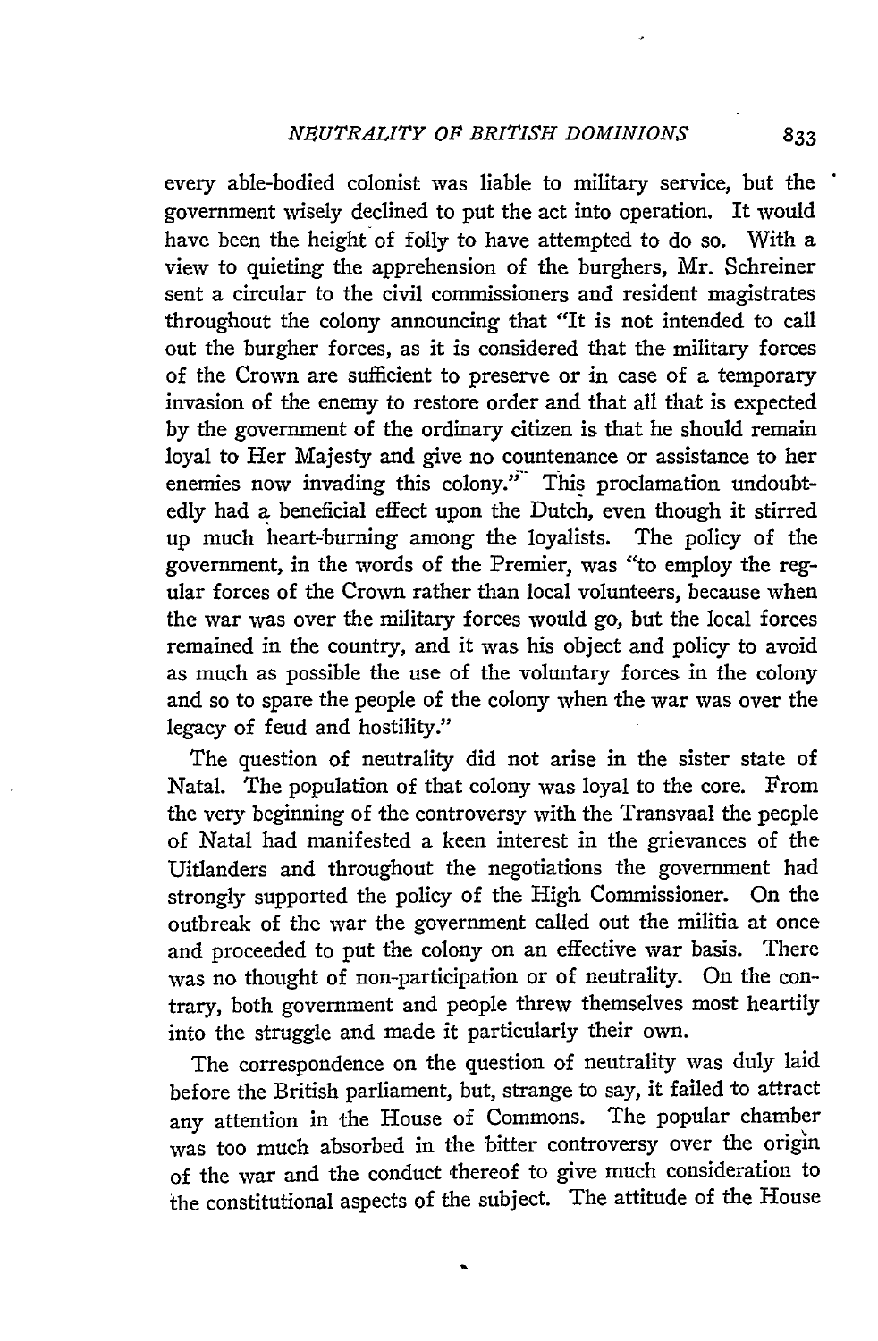every able-bodied colonist was liable to military service, but the government wisely declined to put the act into operation. It would have been the height of folly to have attempted to do so. With a view to quieting the apprehension of the burghers, Mr. Schreiner sent a circular to the civil commissioners and resident magistrates throughout the colony announcing that "It is not intended to call out the burgher forces, as it is considered that the military forces of the Crown are sufficient to preserve or in case of a temporary invasion of the enemy to restore order and that all that is expected by the government of the ordinary citizen is that he should remain loyal to Her Majesty and give no countenance or assistance to her enemies now invading this colony."[3] This proclamation undoubtedly had a beneficial effect upon the Dutch, even though it stirred up much heart-burning among the loyalists. The policy of the government, in the words of the Premier, was "to employ the regular forces of the Crown rather than local volunteers, because when the war was over the military forces would go, but the local forces remained in the country, and it was his object and policy to avoid as much as possible the use of the voluntary forces in the colony and so to spare the people of the colony when the war was over the legacy of feud and hostility."

The question of neutrality did not arise in the sister state of Natal. The population of that colony was loyal to the core. From the very beginning of the controversy with the Transvaal the people of Natal had manifested a keen interest in the grievances of the Uitlanders and throughout the negotiations the government had strongly supported the policy of the High Commissioner. On the outbreak of the war the government called out the militia at once and proceeded to put the colony on an effective war basis. There was no thought of non-participation or of neutrality. On the contrary, both government and people threw themselves most heartily into the struggle and made it particularly their own.

The correspondence on the question of neutrality was duly laid before the British parliament, but, strange to say, it failed to attract any attention in the House of Commons. The popular chamber was too much absorbed in the bitter controversy over the origin of the war and the conduct thereof to give much consideration to the constitutional aspects of the subject. The attitude of the House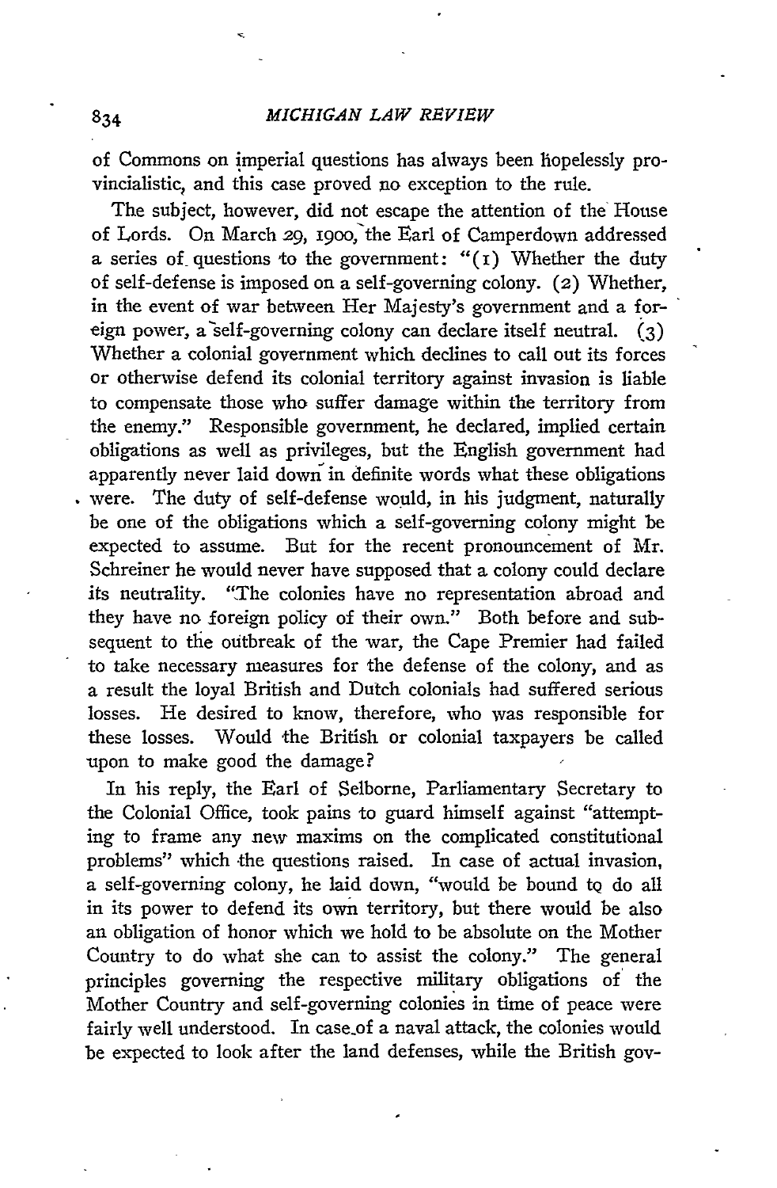of Commons on imperial questions has always been hopelessly provincialistic, and this case proved no exception to the rule.

The subject, however, did not escape the attention of the House of Lords. On March 29, 1900, the Earl of Camperdown addressed a series of questions to the government: "(1) Whether the duty of self-defense is imposed on a self-governing colony. (2) Whether, in the event of war between Her Majesty's government and a foreign power, a self-governing colony can declare itself neutral. (3) Whether a colonial government which declines to call out its forces or otherwise defend its colonial territory against invasion is liable to compensate those who suffer damage within the territory from the enemy." Responsible government, he declared, implied certain obligations as well as privileges, but the English government had apparently never laid down in definite words what these obligations were. The duty of self-defense would, in his judgment, naturally be one of the obligations which a self-governing colony might be expected to assume. But for the recent pronouncement of Mr. Schreiner he would never have supposed that a colony could declare its neutrality. "The colonies have no representation abroad and they have no foreign policy of their own." Both before and subsequent to the outbreak of the war, the Cape Premier had failed to take necessary measures for the defense of the colony, and as a result the loyal British and Dutch colonials had suffered serious losses. He desired to know, therefore, who was responsible for these losses. Would the British or colonial taxpayers be called upon to make good the damage?

In his reply, the Earl of Selborne, Parliamentary Secretary to the Colonial Office, took pains to guard himself against "attempting to frame any new maxims on the complicated constitutional problems" which the questions raised. In case of actual invasion, a self-governing colony, he laid down, "would be bound to do all in its power to defend its own territory, but there would be also an obligation of honor which we hold to be absolute on the Mother Country to do what she can to assist the colony." The general principles governing the respective military obligations of the Mother Country and self-governing colonies in time of peace were fairly well understood. In case of a naval attack, the colonies would be expected to look after the land defenses, while the British gov-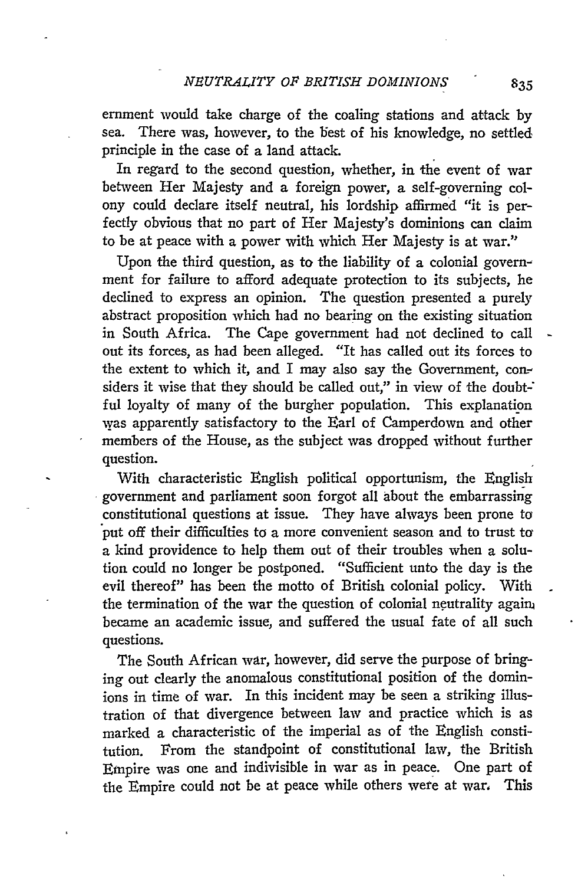ernment would take charge of the coaling stations and attack by sea. There was, however, to the best of his knowledge, no settled principle in the case of a land attack.

In regard to the second question, whether, in the event of war between Her Majesty and a foreign power, a self-governing colony could declare itself neutral, his lordship affirmed "it is perfectly obvious that no part of Her Majesty's dominions can claim to be at peace with a power with which Her Majesty is at war."

Upon the third question, as to the liability of a colonial government for failure to afford adequate protection to its subjects, he declined to express an opinion. The question presented a purely abstract proposition which had no bearing on the existing situation in South Africa. The Cape government had not declined to call out its forces, as had been alleged. "It has called out its forces to the extent to which it, and I may also say the Government, considers it wise that they should be called out," in view of the doubtful loyalty of many of the burgher population. This explanation was apparently satisfactory to the Earl of Camperdown and other members of the House, as the subject was dropped without further question.

With characteristic English political opportunism, the English government and parliament soon forgot all about the embarrassing constitutional questions at issue. They have always been prone to put off their difficulties to a more convenient season and to trust to a kind providence to help them out of their troubles when a solution could no longer be postponed. "Sufficient unto the day is the evil thereof" has been the motto of British colonial policy. With the termination of the war the question of colonial neutrality again became an academic issue, and suffered the usual fate of all such questions.

The South African war, however, did serve the purpose of bringing out clearly the anomalous constitutional position of the dominions in time of war. In this incident may be seen a striking illustration of that divergence between law and practice which is as marked a characteristic of the imperial as of the English constitution. From the standpoint of constitutional law, the British Empire was one and indivisible in war as in peace. One part of the Empire could not be at peace while others were at war. This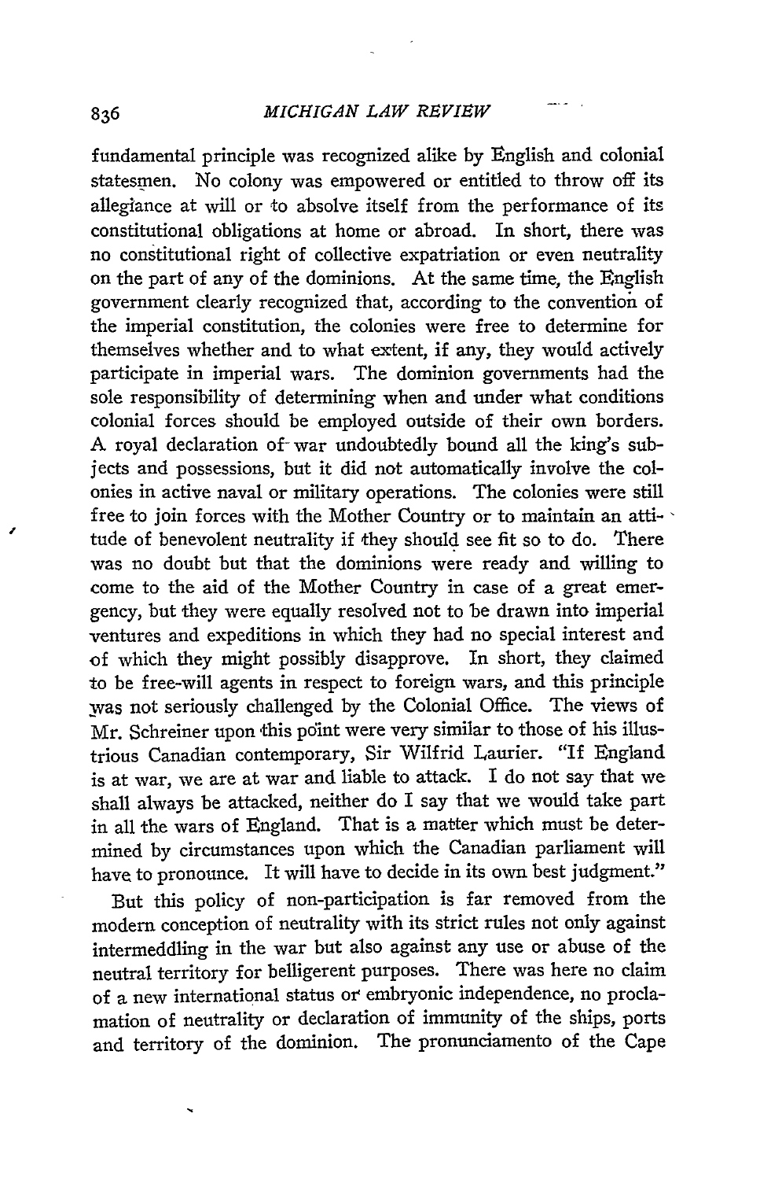fundamental principle was recognized alike by English and colonial statesmen. No colony was empowered or entitled to throw off its allegiance at will or to absolve itself from the performance of its constitutional obligations at home or abroad. In short, there was no constitutional right of collective expatriation or even neutrality on the part of any of the dominions. At the same time, the English government clearly recognized that, according to the convention of the imperial constitution, the colonies were free to determine for themselves whether and to what extent, if any, they would actively participate in imperial wars. The dominion governments had the sole responsibility of determining when and under what conditions colonial forces should be employed outside of their own borders. A royal declaration of war undoubtedly bound all the king's subjects and possessions, but it did not automatically involve the colonies in active naval or military operations. The colonies were still free to join forces with the Mother Country or to maintain an attitude of benevolent neutrality if they should see fit so to do. There was no doubt but that the dominions were ready and willing to come to the aid of the Mother Country in case of a great emergency, but they were equally resolved not to be drawn into imperial ventures and expeditions in which they had no special interest and of which they might possibly disapprove. In short, they claimed to be free-will agents in respect to foreign wars, and this principle was not seriously challenged by the Colonial Office. The views of Mr. Schreiner upon this point were very similar to those of his illustrious Canadian contemporary, Sir Wilfrid Laurier. "If England is at war, we are at war and liable to attack. I do not say that we shall always be attacked, neither do I say that we would take part in all the wars of England. That is a matter which must be determined by circumstances upon which the Canadian parliament will have to pronounce. It will have to decide in its own best judgment."

But this policy of non-participation is far removed from the modern conception of neutrality with its strict rules not only against intermeddling in the war but also against any use or abuse of the neutral territory for belligerent purposes. There was here no claim of a new international status or embryonic independence, no proclamation of neutrality or declaration of immunity of the ships, ports and territory of the dominion. The pronunciamento of the Cape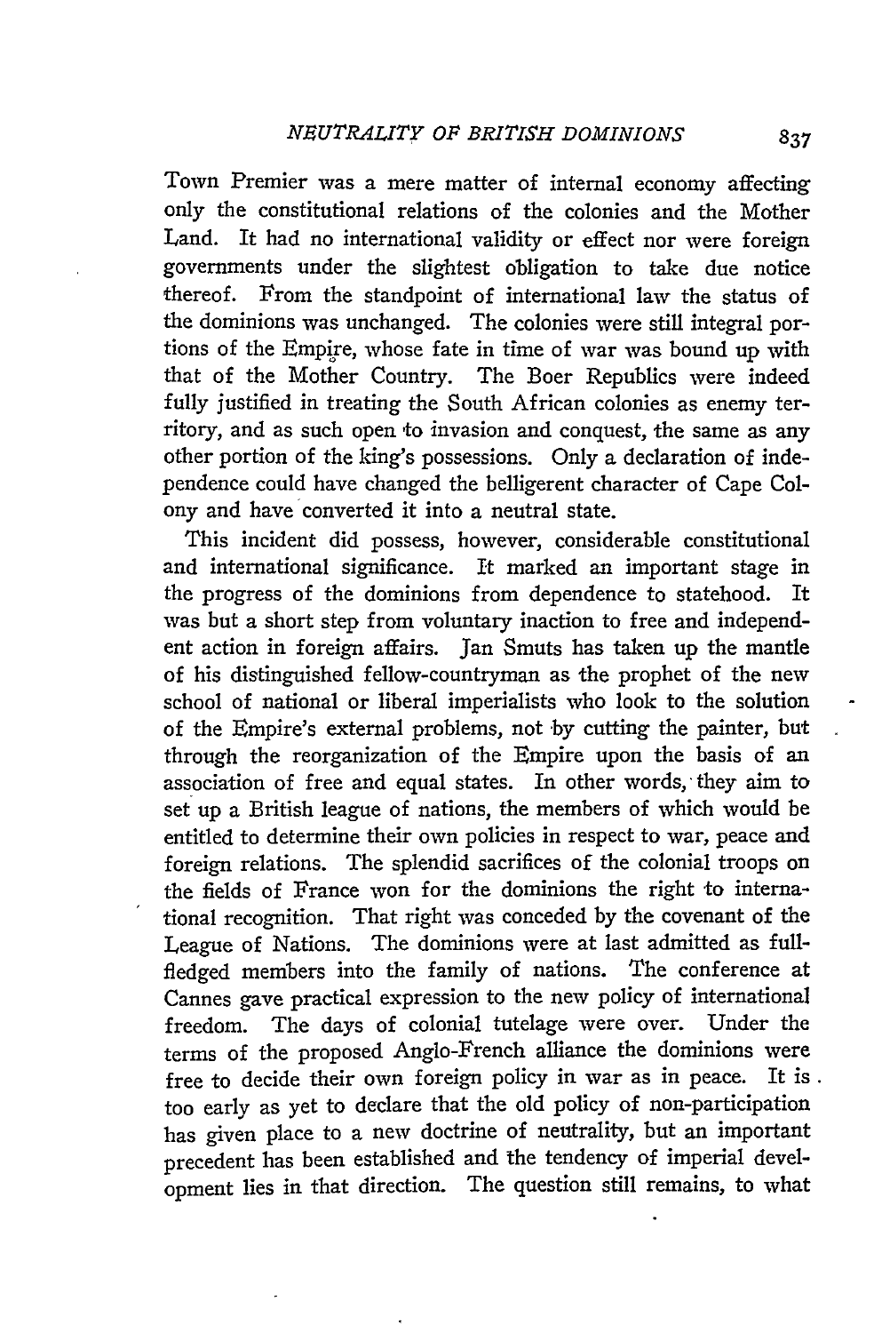Town Premier was a mere matter of internal economy affecting only the constitutional relations of the colonies and the Mother Land. It had no international validity or effect nor were foreign governments under the slightest obligation to take due notice thereof. From the standpoint of international law the status of the dominions was unchanged. The colonies were still integral portions of the Empire, whose fate in time of war was bound up with that of the Mother Country. The Boer Republics were indeed fully justified in treating the South African colonies as enemy territory, and as such open to invasion and conquest, the same as any other portion of the king's possessions. Only a declaration of independence could have changed the belligerent character of Cape Colony and have converted it into a neutral state.

This incident did possess, however, considerable constitutional and international significance. It marked an important stage in the progress of the dominions from dependence to statehood. It was but a short step from voluntary inaction to free and independent action in foreign affairs. Jan Smuts has taken up the mantle of his distinguished fellow-countryman as the prophet of the new school of national or liberal imperialists who look to the solution of the Empire's external problems, not by cutting the painter, but through the reorganization of the Empire upon the basis of an association of free and equal states. In other words, they aim to set up a British league of nations, the members of which would be entitled to determine their own policies in respect to war, peace and foreign relations. The splendid sacrifices of the colonial troops on the fields of France won for the dominions the right to international recognition. That right was conceded by the covenant of the League of Nations. The dominions were at last admitted as full-fledged members into the family of nations. The conference at Cannes gave practical expression to the new policy of international freedom. The days of colonial tutelage were over. Under the terms of the proposed Anglo-French alliance the dominions were free to decide their own foreign policy in war as in peace. It is too early as yet to declare that the old policy of non-participation has given place to a new doctrine of neutrality, but an important precedent has been established and the tendency of imperial development lies in that direction. The question still remains, to what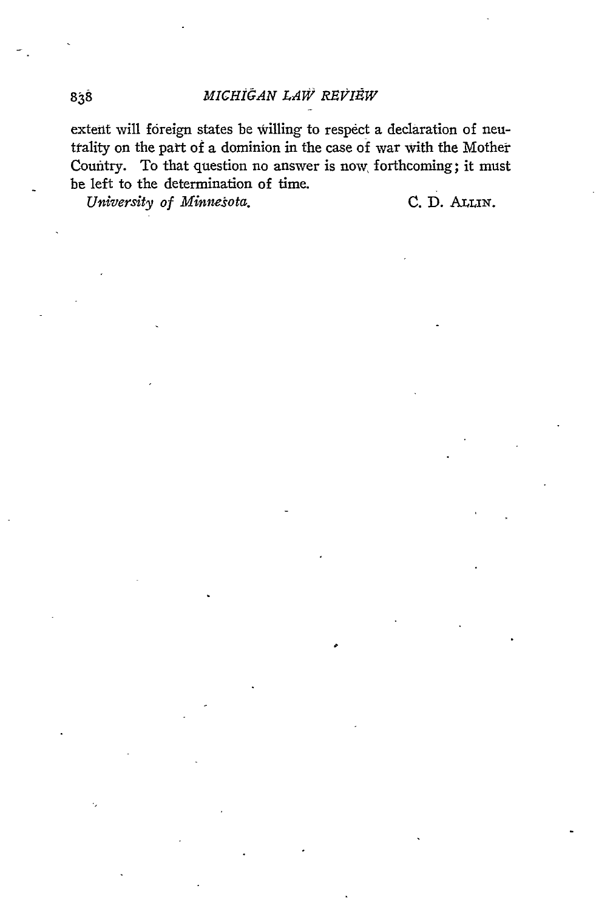extent will foreign states be willing to respect a declaration of neutrality on the part of a dominion in the case of war with the Mother Country. To that question no answer is now forthcoming; it must be left to the determination of time.

*University of Minnesota.* C. D. ALLIN.